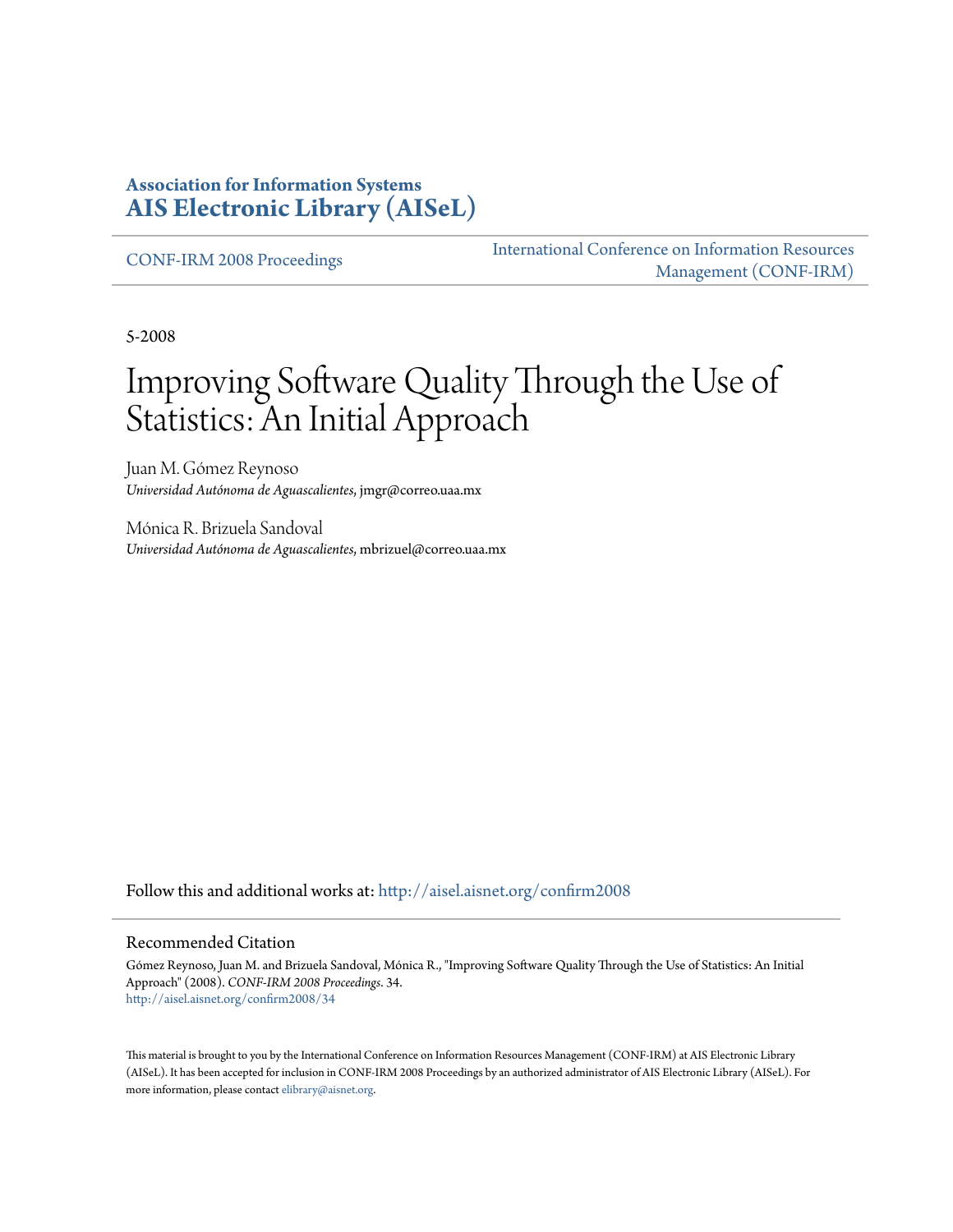**Association for Information Systems**
**AIS Electronic Library (AISeL)**

CONF-IRM 2008 Proceedings

International Conference on Information Resources Management (CONF-IRM)

5-2008

# Improving Software Quality Through the Use of Statistics: An Initial Approach

Juan M. Gómez Reynoso
*Universidad Autónoma de Aguascalientes*, jmgr@correo.uaa.mx

Mónica R. Brizuela Sandoval
*Universidad Autónoma de Aguascalientes*, mbrizuel@correo.uaa.mx

Follow this and additional works at: http://aisel.aisnet.org/confirm2008

## Recommended Citation

Gómez Reynoso, Juan M. and Brizuela Sandoval, Mónica R., "Improving Software Quality Through the Use of Statistics: An Initial Approach" (2008). *CONF-IRM 2008 Proceedings*. 34.
http://aisel.aisnet.org/confirm2008/34

This material is brought to you by the International Conference on Information Resources Management (CONF-IRM) at AIS Electronic Library (AISeL). It has been accepted for inclusion in CONF-IRM 2008 Proceedings by an authorized administrator of AIS Electronic Library (AISeL). For more information, please contact elibrary@aisnet.org.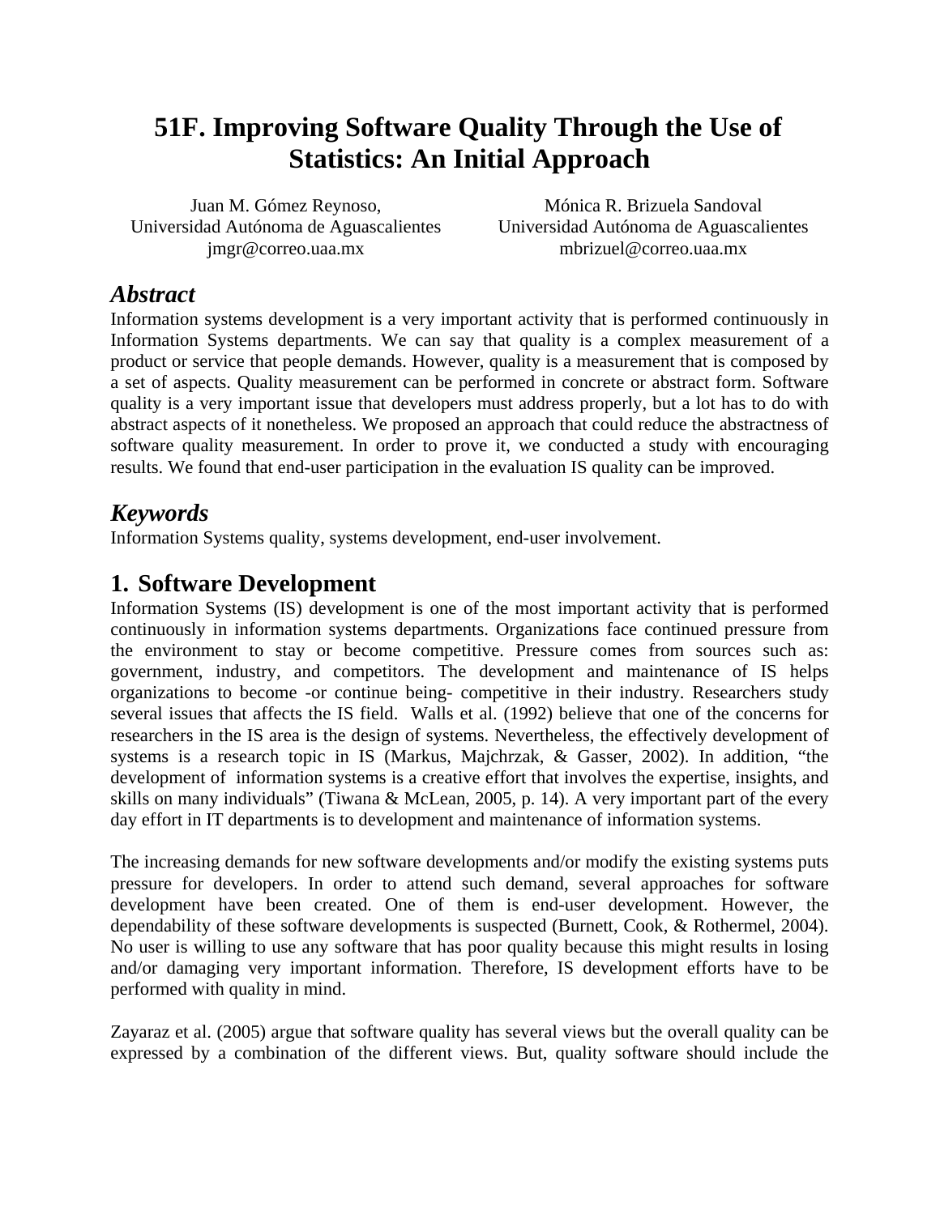# 51F. Improving Software Quality Through the Use of Statistics: An Initial Approach

Juan M. Gómez Reynoso,
Universidad Autónoma de Aguascalientes
jmgr@correo.uaa.mx

Mónica R. Brizuela Sandoval
Universidad Autónoma de Aguascalientes
mbrizuel@correo.uaa.mx

## *Abstract*

Information systems development is a very important activity that is performed continuously in Information Systems departments. We can say that quality is a complex measurement of a product or service that people demands. However, quality is a measurement that is composed by a set of aspects. Quality measurement can be performed in concrete or abstract form. Software quality is a very important issue that developers must address properly, but a lot has to do with abstract aspects of it nonetheless. We proposed an approach that could reduce the abstractness of software quality measurement. In order to prove it, we conducted a study with encouraging results. We found that end-user participation in the evaluation IS quality can be improved.

## *Keywords*

Information Systems quality, systems development, end-user involvement.

## 1. Software Development

Information Systems (IS) development is one of the most important activity that is performed continuously in information systems departments. Organizations face continued pressure from the environment to stay or become competitive. Pressure comes from sources such as: government, industry, and competitors. The development and maintenance of IS helps organizations to become -or continue being- competitive in their industry. Researchers study several issues that affects the IS field. Walls et al. (1992) believe that one of the concerns for researchers in the IS area is the design of systems. Nevertheless, the effectively development of systems is a research topic in IS (Markus, Majchrzak, & Gasser, 2002). In addition, "the development of information systems is a creative effort that involves the expertise, insights, and skills on many individuals" (Tiwana & McLean, 2005, p. 14). A very important part of the every day effort in IT departments is to development and maintenance of information systems.

The increasing demands for new software developments and/or modify the existing systems puts pressure for developers. In order to attend such demand, several approaches for software development have been created. One of them is end-user development. However, the dependability of these software developments is suspected (Burnett, Cook, & Rothermel, 2004). No user is willing to use any software that has poor quality because this might results in losing and/or damaging very important information. Therefore, IS development efforts have to be performed with quality in mind.

Zayaraz et al. (2005) argue that software quality has several views but the overall quality can be expressed by a combination of the different views. But, quality software should include the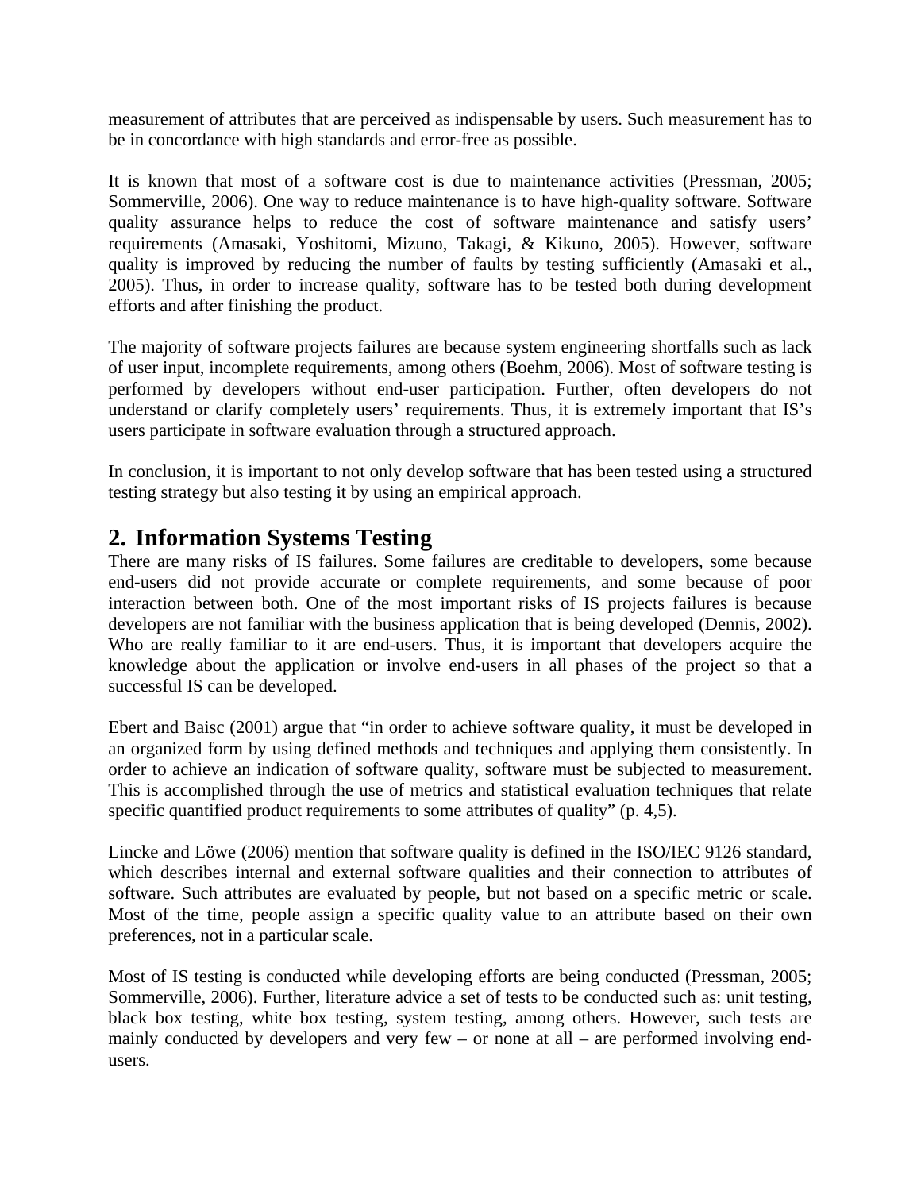measurement of attributes that are perceived as indispensable by users. Such measurement has to be in concordance with high standards and error-free as possible.

It is known that most of a software cost is due to maintenance activities (Pressman, 2005; Sommerville, 2006). One way to reduce maintenance is to have high-quality software. Software quality assurance helps to reduce the cost of software maintenance and satisfy users' requirements (Amasaki, Yoshitomi, Mizuno, Takagi, & Kikuno, 2005). However, software quality is improved by reducing the number of faults by testing sufficiently (Amasaki et al., 2005). Thus, in order to increase quality, software has to be tested both during development efforts and after finishing the product.

The majority of software projects failures are because system engineering shortfalls such as lack of user input, incomplete requirements, among others (Boehm, 2006). Most of software testing is performed by developers without end-user participation. Further, often developers do not understand or clarify completely users' requirements. Thus, it is extremely important that IS's users participate in software evaluation through a structured approach.

In conclusion, it is important to not only develop software that has been tested using a structured testing strategy but also testing it by using an empirical approach.

## 2. Information Systems Testing

There are many risks of IS failures. Some failures are creditable to developers, some because end-users did not provide accurate or complete requirements, and some because of poor interaction between both. One of the most important risks of IS projects failures is because developers are not familiar with the business application that is being developed (Dennis, 2002). Who are really familiar to it are end-users. Thus, it is important that developers acquire the knowledge about the application or involve end-users in all phases of the project so that a successful IS can be developed.

Ebert and Baisc (2001) argue that "in order to achieve software quality, it must be developed in an organized form by using defined methods and techniques and applying them consistently. In order to achieve an indication of software quality, software must be subjected to measurement. This is accomplished through the use of metrics and statistical evaluation techniques that relate specific quantified product requirements to some attributes of quality" (p. 4,5).

Lincke and Löwe (2006) mention that software quality is defined in the ISO/IEC 9126 standard, which describes internal and external software qualities and their connection to attributes of software. Such attributes are evaluated by people, but not based on a specific metric or scale. Most of the time, people assign a specific quality value to an attribute based on their own preferences, not in a particular scale.

Most of IS testing is conducted while developing efforts are being conducted (Pressman, 2005; Sommerville, 2006). Further, literature advice a set of tests to be conducted such as: unit testing, black box testing, white box testing, system testing, among others. However, such tests are mainly conducted by developers and very few – or none at all – are performed involving end-users.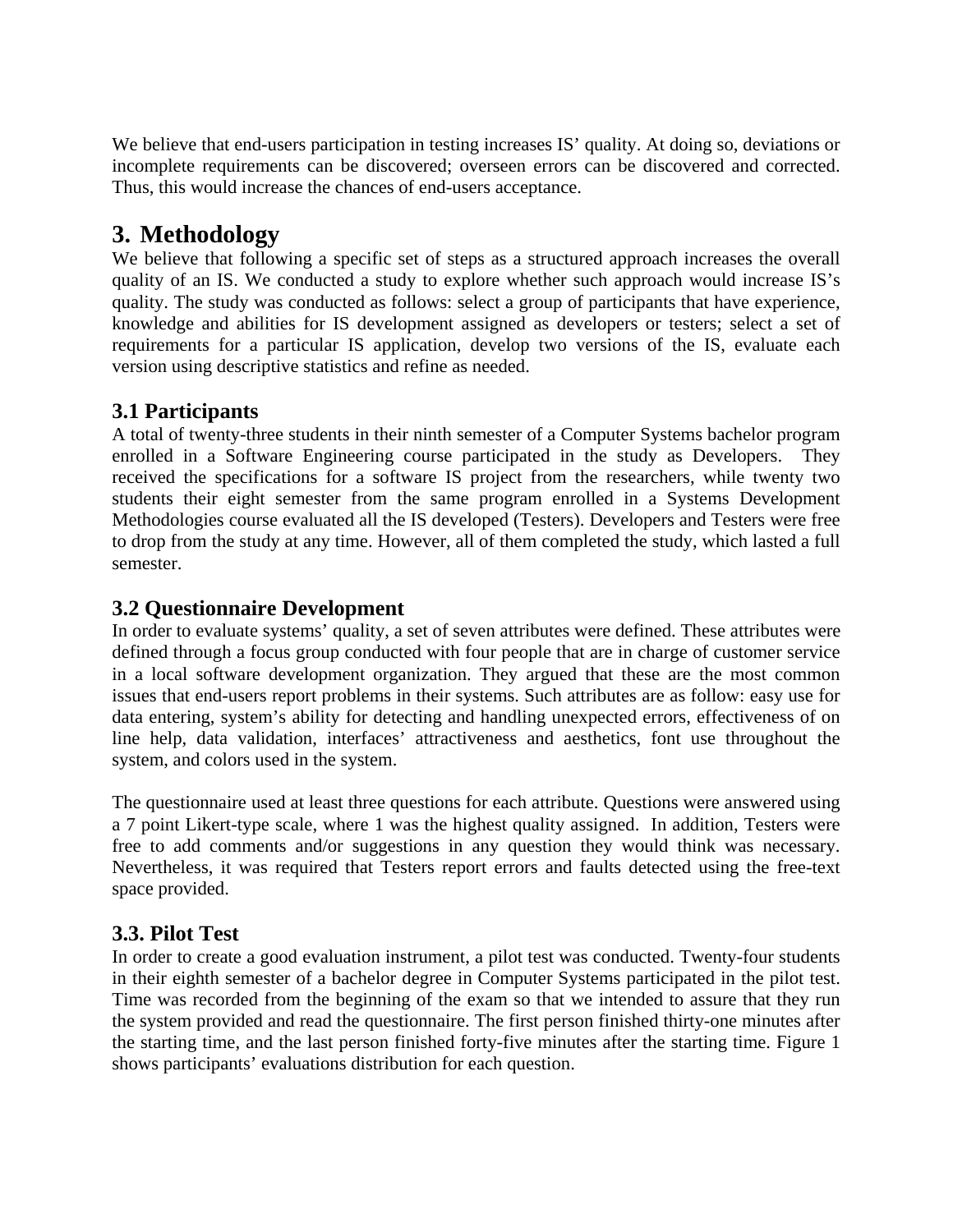We believe that end-users participation in testing increases IS' quality. At doing so, deviations or incomplete requirements can be discovered; overseen errors can be discovered and corrected. Thus, this would increase the chances of end-users acceptance.

# 3. Methodology

We believe that following a specific set of steps as a structured approach increases the overall quality of an IS. We conducted a study to explore whether such approach would increase IS's quality. The study was conducted as follows: select a group of participants that have experience, knowledge and abilities for IS development assigned as developers or testers; select a set of requirements for a particular IS application, develop two versions of the IS, evaluate each version using descriptive statistics and refine as needed.

## 3.1 Participants

A total of twenty-three students in their ninth semester of a Computer Systems bachelor program enrolled in a Software Engineering course participated in the study as Developers. They received the specifications for a software IS project from the researchers, while twenty two students their eight semester from the same program enrolled in a Systems Development Methodologies course evaluated all the IS developed (Testers). Developers and Testers were free to drop from the study at any time. However, all of them completed the study, which lasted a full semester.

## 3.2 Questionnaire Development

In order to evaluate systems' quality, a set of seven attributes were defined. These attributes were defined through a focus group conducted with four people that are in charge of customer service in a local software development organization. They argued that these are the most common issues that end-users report problems in their systems. Such attributes are as follow: easy use for data entering, system's ability for detecting and handling unexpected errors, effectiveness of on line help, data validation, interfaces' attractiveness and aesthetics, font use throughout the system, and colors used in the system.

The questionnaire used at least three questions for each attribute. Questions were answered using a 7 point Likert-type scale, where 1 was the highest quality assigned. In addition, Testers were free to add comments and/or suggestions in any question they would think was necessary. Nevertheless, it was required that Testers report errors and faults detected using the free-text space provided.

## 3.3. Pilot Test

In order to create a good evaluation instrument, a pilot test was conducted. Twenty-four students in their eighth semester of a bachelor degree in Computer Systems participated in the pilot test. Time was recorded from the beginning of the exam so that we intended to assure that they run the system provided and read the questionnaire. The first person finished thirty-one minutes after the starting time, and the last person finished forty-five minutes after the starting time. Figure 1 shows participants' evaluations distribution for each question.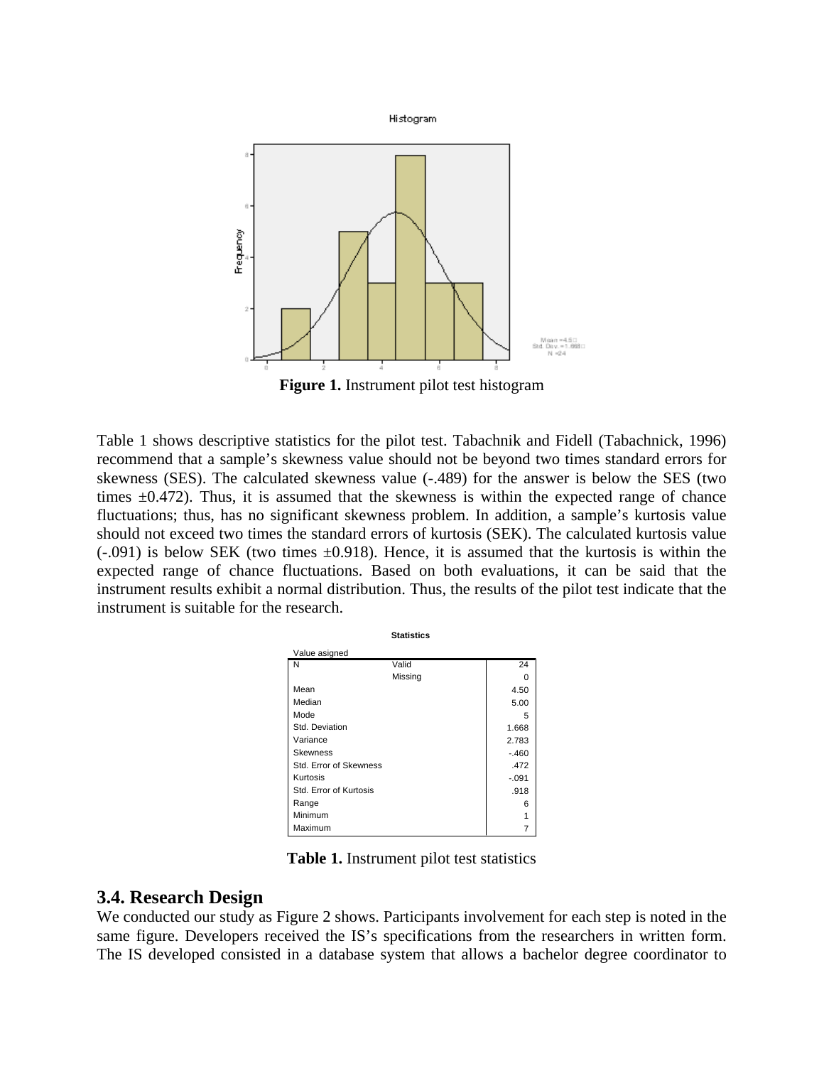**Figure 1.** Instrument pilot test histogram

Table 1 shows descriptive statistics for the pilot test. Tabachnik and Fidell (Tabachnick, 1996) recommend that a sample's skewness value should not be beyond two times standard errors for skewness (SES). The calculated skewness value (-.489) for the answer is below the SES (two times ±0.472). Thus, it is assumed that the skewness is within the expected range of chance fluctuations; thus, has no significant skewness problem. In addition, a sample's kurtosis value should not exceed two times the standard errors of kurtosis (SEK). The calculated kurtosis value (-.091) is below SEK (two times ±0.918). Hence, it is assumed that the kurtosis is within the expected range of chance fluctuations. Based on both evaluations, it can be said that the instrument results exhibit a normal distribution. Thus, the results of the pilot test indicate that the instrument is suitable for the research.

**Statistics**

Value asigned

| | | |
|---|---|---|
| N | Valid | 24 |
| | Missing | 0 |
| Mean | | 4.50 |
| Median | | 5.00 |
| Mode | | 5 |
| Std. Deviation | | 1.668 |
| Variance | | 2.783 |
| Skewness | | -.460 |
| Std. Error of Skewness | | .472 |
| Kurtosis | | -.091 |
| Std. Error of Kurtosis | | .918 |
| Range | | 6 |
| Minimum | | 1 |
| Maximum | | 7 |

**Table 1.** Instrument pilot test statistics

## 3.4. Research Design

We conducted our study as Figure 2 shows. Participants involvement for each step is noted in the same figure. Developers received the IS's specifications from the researchers in written form. The IS developed consisted in a database system that allows a bachelor degree coordinator to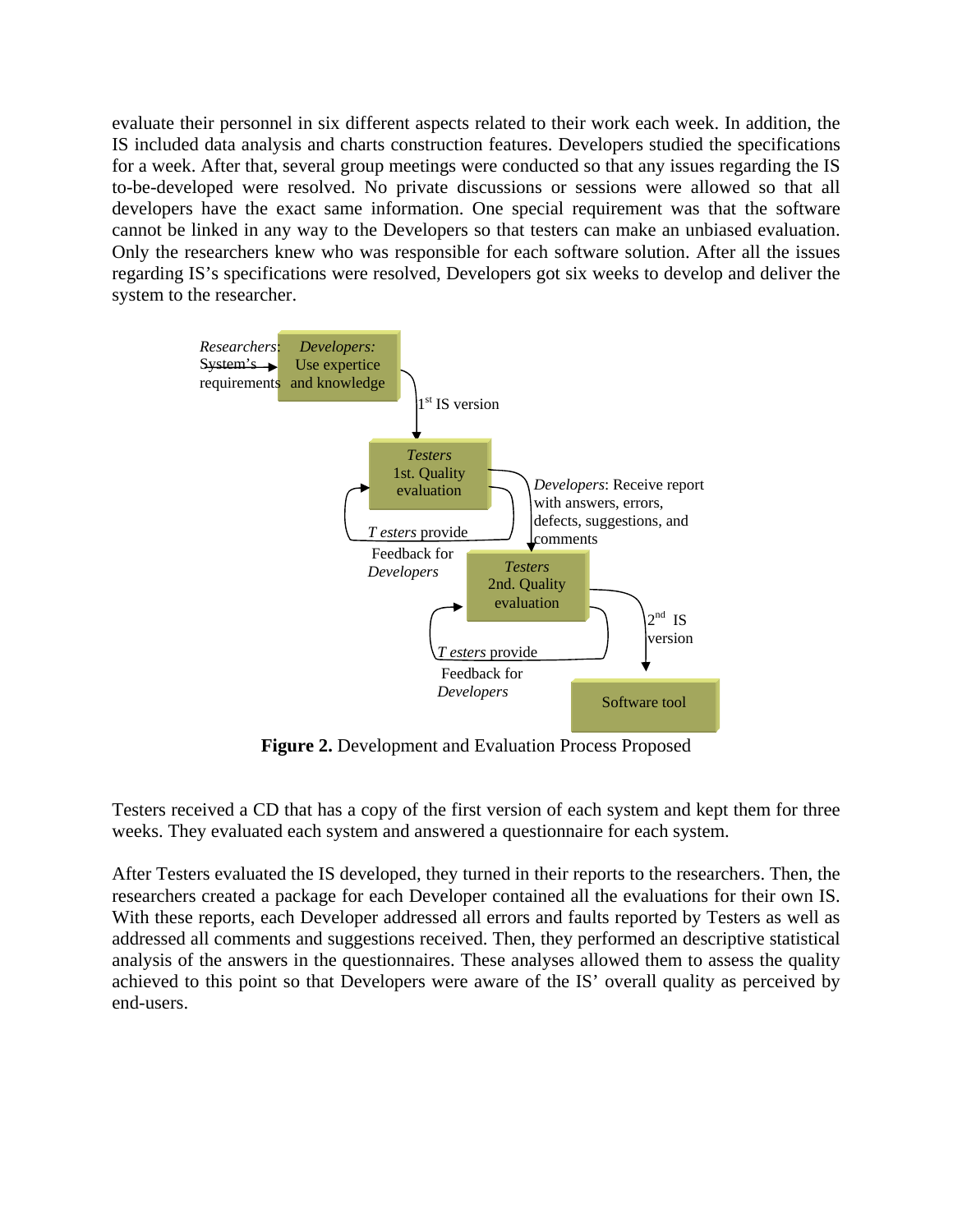evaluate their personnel in six different aspects related to their work each week. In addition, the IS included data analysis and charts construction features. Developers studied the specifications for a week. After that, several group meetings were conducted so that any issues regarding the IS to-be-developed were resolved. No private discussions or sessions were allowed so that all developers have the exact same information. One special requirement was that the software cannot be linked in any way to the Developers so that testers can make an unbiased evaluation. Only the researchers knew who was responsible for each software solution. After all the issues regarding IS's specifications were resolved, Developers got six weeks to develop and deliver the system to the researcher.

*Researchers*: System's requirements → *Developers:* Use expertice and knowledge

1st IS version

*Testers* 1st. Quality evaluation

*Developers*: Receive report with answers, errors, defects, suggestions, and comments

*T esters* provide Feedback for *Developers*

*Testers* 2nd. Quality evaluation

2nd IS version

*T esters* provide Feedback for *Developers*

Software tool

**Figure 2.** Development and Evaluation Process Proposed

Testers received a CD that has a copy of the first version of each system and kept them for three weeks. They evaluated each system and answered a questionnaire for each system.

After Testers evaluated the IS developed, they turned in their reports to the researchers. Then, the researchers created a package for each Developer contained all the evaluations for their own IS. With these reports, each Developer addressed all errors and faults reported by Testers as well as addressed all comments and suggestions received. Then, they performed an descriptive statistical analysis of the answers in the questionnaires. These analyses allowed them to assess the quality achieved to this point so that Developers were aware of the IS' overall quality as perceived by end-users.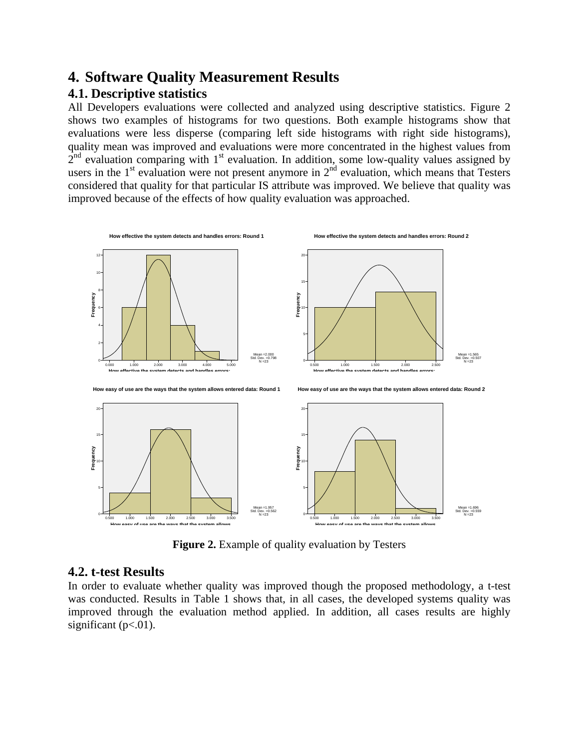# 4. Software Quality Measurement Results

## 4.1. Descriptive statistics

All Developers evaluations were collected and analyzed using descriptive statistics. Figure 2 shows two examples of histograms for two questions. Both example histograms show that evaluations were less disperse (comparing left side histograms with right side histograms), quality mean was improved and evaluations were more concentrated in the highest values from 2nd evaluation comparing with 1st evaluation. In addition, some low-quality values assigned by users in the 1st evaluation were not present anymore in 2nd evaluation, which means that Testers considered that quality for that particular IS attribute was improved. We believe that quality was improved because of the effects of how quality evaluation was approached.

**Figure 2.** Example of quality evaluation by Testers

## 4.2. t-test Results

In order to evaluate whether quality was improved though the proposed methodology, a t-test was conducted. Results in Table 1 shows that, in all cases, the developed systems quality was improved through the evaluation method applied. In addition, all cases results are highly significant ($p<.01$).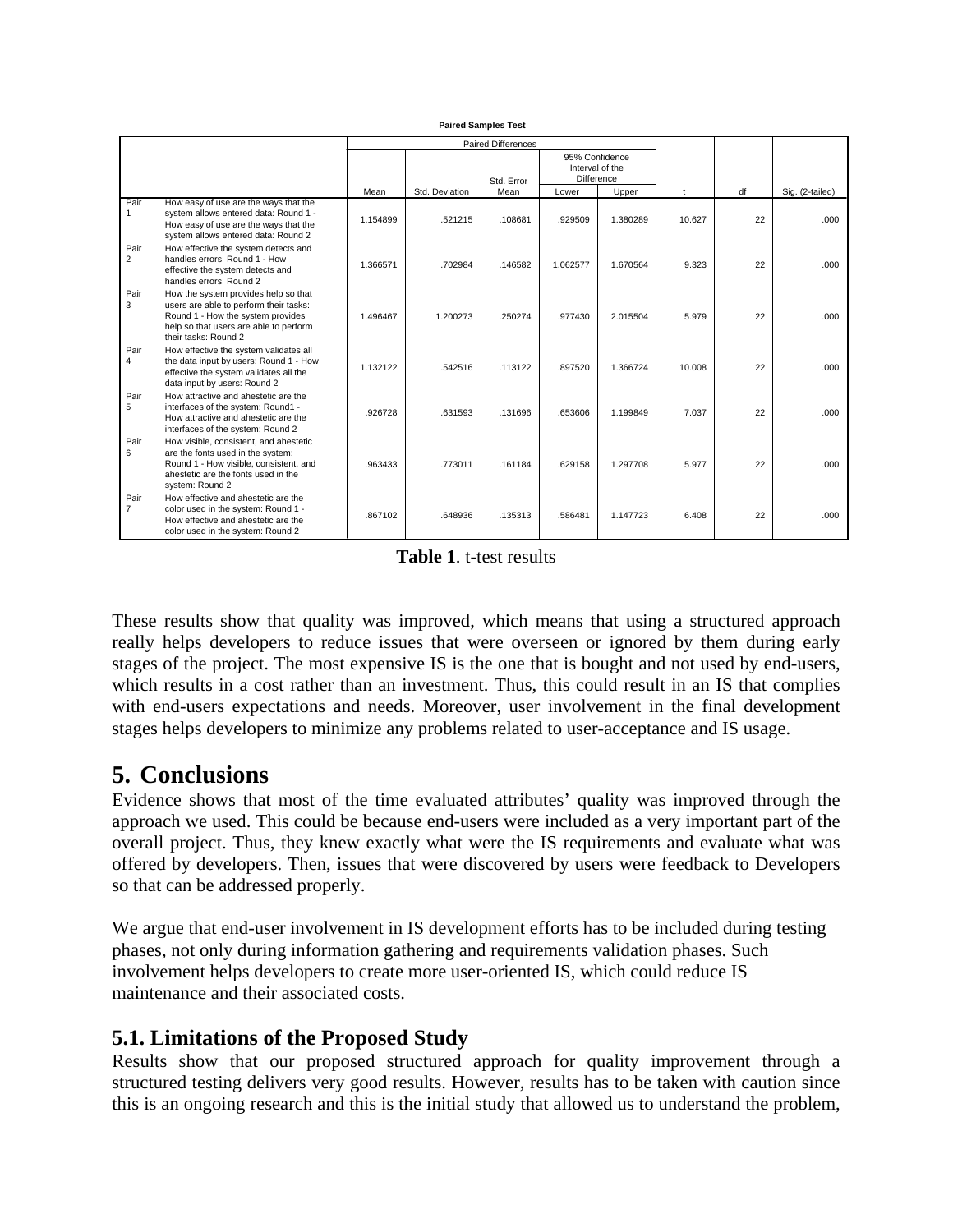**Paired Samples Test**

| | | Paired Differences | | | | | t | df | Sig. (2-tailed) |
|---|---|---|---|---|---|---|---|---|---|
| | | Mean | Std. Deviation | Std. Error Mean | 95% Confidence Interval of the Difference Lower | Upper | | | |
| Pair 1 | How easy of use are the ways that the system allows entered data: Round 1 - How easy of use are the ways that the system allows entered data: Round 2 | 1.154899 | .521215 | .108681 | .929509 | 1.380289 | 10.627 | 22 | .000 |
| Pair 2 | How effective the system detects and handles errors: Round 1 - How effective the system detects and handles errors: Round 2 | 1.366571 | .702984 | .146582 | 1.062577 | 1.670564 | 9.323 | 22 | .000 |
| Pair 3 | How the system provides help so that users are able to perform their tasks: Round 1 - How the system provides help so that users are able to perform their tasks: Round 2 | 1.496467 | 1.200273 | .250274 | .977430 | 2.015504 | 5.979 | 22 | .000 |
| Pair 4 | How effective the system validates all the data input by users: Round 1 - How effective the system validates all the data input by users: Round 2 | 1.132122 | .542516 | .113122 | .897520 | 1.366724 | 10.008 | 22 | .000 |
| Pair 5 | How attractive and ahestetic are the interfaces of the system: Round1 - How attractive and ahestetic are the interfaces of the system: Round 2 | .926728 | .631593 | .131696 | .653606 | 1.199849 | 7.037 | 22 | .000 |
| Pair 6 | How visible, consistent, and ahestetic are the fonts used in the system: Round 1 - How visible, consistent, and ahestetic are the fonts used in the system: Round 2 | .963433 | .773011 | .161184 | .629158 | 1.297708 | 5.977 | 22 | .000 |
| Pair 7 | How effective and ahestetic are the color used in the system: Round 1 - How effective and ahestetic are the color used in the system: Round 2 | .867102 | .648936 | .135313 | .586481 | 1.147723 | 6.408 | 22 | .000 |

**Table 1**. t-test results

These results show that quality was improved, which means that using a structured approach really helps developers to reduce issues that were overseen or ignored by them during early stages of the project. The most expensive IS is the one that is bought and not used by end-users, which results in a cost rather than an investment. Thus, this could result in an IS that complies with end-users expectations and needs. Moreover, user involvement in the final development stages helps developers to minimize any problems related to user-acceptance and IS usage.

# 5. Conclusions

Evidence shows that most of the time evaluated attributes' quality was improved through the approach we used. This could be because end-users were included as a very important part of the overall project. Thus, they knew exactly what were the IS requirements and evaluate what was offered by developers. Then, issues that were discovered by users were feedback to Developers so that can be addressed properly.

We argue that end-user involvement in IS development efforts has to be included during testing phases, not only during information gathering and requirements validation phases. Such involvement helps developers to create more user-oriented IS, which could reduce IS maintenance and their associated costs.

## 5.1. Limitations of the Proposed Study

Results show that our proposed structured approach for quality improvement through a structured testing delivers very good results. However, results has to be taken with caution since this is an ongoing research and this is the initial study that allowed us to understand the problem,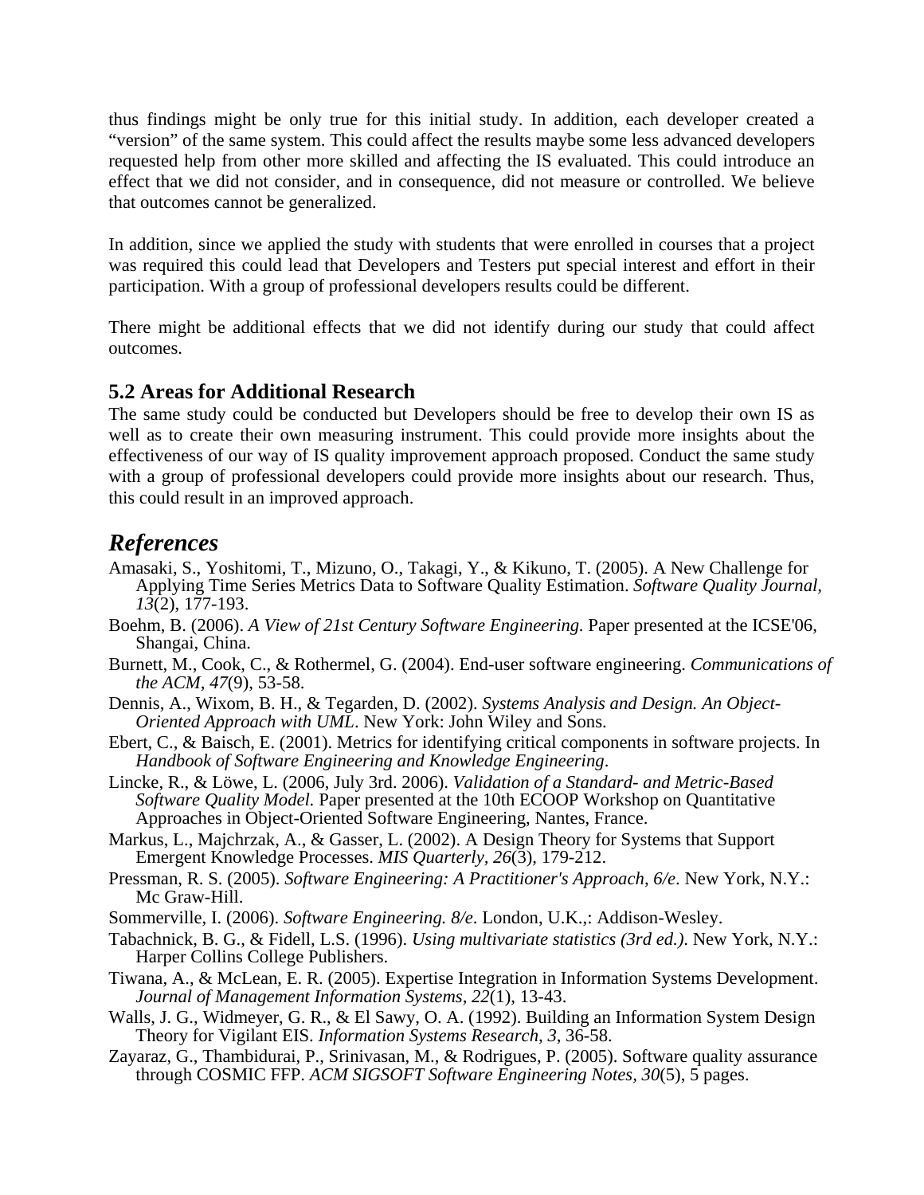thus findings might be only true for this initial study. In addition, each developer created a "version" of the same system. This could affect the results maybe some less advanced developers requested help from other more skilled and affecting the IS evaluated. This could introduce an effect that we did not consider, and in consequence, did not measure or controlled. We believe that outcomes cannot be generalized.

In addition, since we applied the study with students that were enrolled in courses that a project was required this could lead that Developers and Testers put special interest and effort in their participation. With a group of professional developers results could be different.

There might be additional effects that we did not identify during our study that could affect outcomes.

### 5.2 Areas for Additional Research

The same study could be conducted but Developers should be free to develop their own IS as well as to create their own measuring instrument. This could provide more insights about the effectiveness of our way of IS quality improvement approach proposed. Conduct the same study with a group of professional developers could provide more insights about our research. Thus, this could result in an improved approach.

## *References*

Amasaki, S., Yoshitomi, T., Mizuno, O., Takagi, Y., & Kikuno, T. (2005). A New Challenge for Applying Time Series Metrics Data to Software Quality Estimation. *Software Quality Journal, 13*(2), 177-193.

Boehm, B. (2006). *A View of 21st Century Software Engineering.* Paper presented at the ICSE'06, Shangai, China.

Burnett, M., Cook, C., & Rothermel, G. (2004). End-user software engineering. *Communications of the ACM, 47*(9), 53-58.

Dennis, A., Wixom, B. H., & Tegarden, D. (2002). *Systems Analysis and Design. An Object-Oriented Approach with UML*. New York: John Wiley and Sons.

Ebert, C., & Baisch, E. (2001). Metrics for identifying critical components in software projects. In *Handbook of Software Engineering and Knowledge Engineering*.

Lincke, R., & Löwe, L. (2006, July 3rd. 2006). *Validation of a Standard- and Metric-Based Software Quality Model.* Paper presented at the 10th ECOOP Workshop on Quantitative Approaches in Object-Oriented Software Engineering, Nantes, France.

Markus, L., Majchrzak, A., & Gasser, L. (2002). A Design Theory for Systems that Support Emergent Knowledge Processes. *MIS Quarterly, 26*(3), 179-212.

Pressman, R. S. (2005). *Software Engineering: A Practitioner's Approach, 6/e*. New York, N.Y.: Mc Graw-Hill.

Sommerville, I. (2006). *Software Engineering. 8/e*. London, U.K.,: Addison-Wesley.

Tabachnick, B. G., & Fidell, L.S. (1996). *Using multivariate statistics (3rd ed.)*. New York, N.Y.: Harper Collins College Publishers.

Tiwana, A., & McLean, E. R. (2005). Expertise Integration in Information Systems Development. *Journal of Management Information Systems, 22*(1), 13-43.

Walls, J. G., Widmeyer, G. R., & El Sawy, O. A. (1992). Building an Information System Design Theory for Vigilant EIS. *Information Systems Research, 3*, 36-58.

Zayaraz, G., Thambidurai, P., Srinivasan, M., & Rodrigues, P. (2005). Software quality assurance through COSMIC FFP. *ACM SIGSOFT Software Engineering Notes, 30*(5), 5 pages.